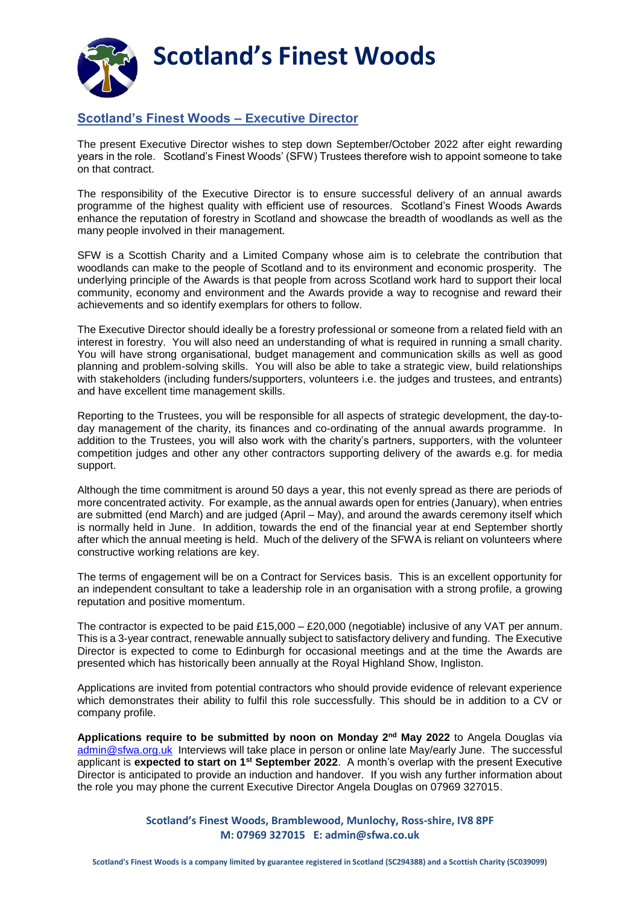# Scotland's Finest Woods

## Scotland's Finest Woods – Executive Director

The present Executive Director wishes to step down September/October 2022 after eight rewarding years in the role. Scotland's Finest Woods' (SFW) Trustees therefore wish to appoint someone to take on that contract.

The responsibility of the Executive Director is to ensure successful delivery of an annual awards programme of the highest quality with efficient use of resources. Scotland's Finest Woods Awards enhance the reputation of forestry in Scotland and showcase the breadth of woodlands as well as the many people involved in their management.

SFW is a Scottish Charity and a Limited Company whose aim is to celebrate the contribution that woodlands can make to the people of Scotland and to its environment and economic prosperity. The underlying principle of the Awards is that people from across Scotland work hard to support their local community, economy and environment and the Awards provide a way to recognise and reward their achievements and so identify exemplars for others to follow.

The Executive Director should ideally be a forestry professional or someone from a related field with an interest in forestry. You will also need an understanding of what is required in running a small charity. You will have strong organisational, budget management and communication skills as well as good planning and problem-solving skills. You will also be able to take a strategic view, build relationships with stakeholders (including funders/supporters, volunteers i.e. the judges and trustees, and entrants) and have excellent time management skills.

Reporting to the Trustees, you will be responsible for all aspects of strategic development, the day-to-day management of the charity, its finances and co-ordinating of the annual awards programme. In addition to the Trustees, you will also work with the charity's partners, supporters, with the volunteer competition judges and other any other contractors supporting delivery of the awards e.g. for media support.

Although the time commitment is around 50 days a year, this not evenly spread as there are periods of more concentrated activity. For example, as the annual awards open for entries (January), when entries are submitted (end March) and are judged (April – May), and around the awards ceremony itself which is normally held in June. In addition, towards the end of the financial year at end September shortly after which the annual meeting is held. Much of the delivery of the SFWA is reliant on volunteers where constructive working relations are key.

The terms of engagement will be on a Contract for Services basis. This is an excellent opportunity for an independent consultant to take a leadership role in an organisation with a strong profile, a growing reputation and positive momentum.

The contractor is expected to be paid £15,000 – £20,000 (negotiable) inclusive of any VAT per annum. This is a 3-year contract, renewable annually subject to satisfactory delivery and funding. The Executive Director is expected to come to Edinburgh for occasional meetings and at the time the Awards are presented which has historically been annually at the Royal Highland Show, Ingliston.

Applications are invited from potential contractors who should provide evidence of relevant experience which demonstrates their ability to fulfil this role successfully. This should be in addition to a CV or company profile.

**Applications require to be submitted by noon on Monday 2nd May 2022** to Angela Douglas via admin@sfwa.org.uk Interviews will take place in person or online late May/early June. The successful applicant is **expected to start on 1st September 2022**. A month's overlap with the present Executive Director is anticipated to provide an induction and handover. If you wish any further information about the role you may phone the current Executive Director Angela Douglas on 07969 327015.

**Scotland's Finest Woods, Bramblewood, Munlochy, Ross-shire, IV8 8PF**
**M: 07969 327015 E: admin@sfwa.co.uk**

**Scotland's Finest Woods is a company limited by guarantee registered in Scotland (SC294388) and a Scottish Charity (SC039099)**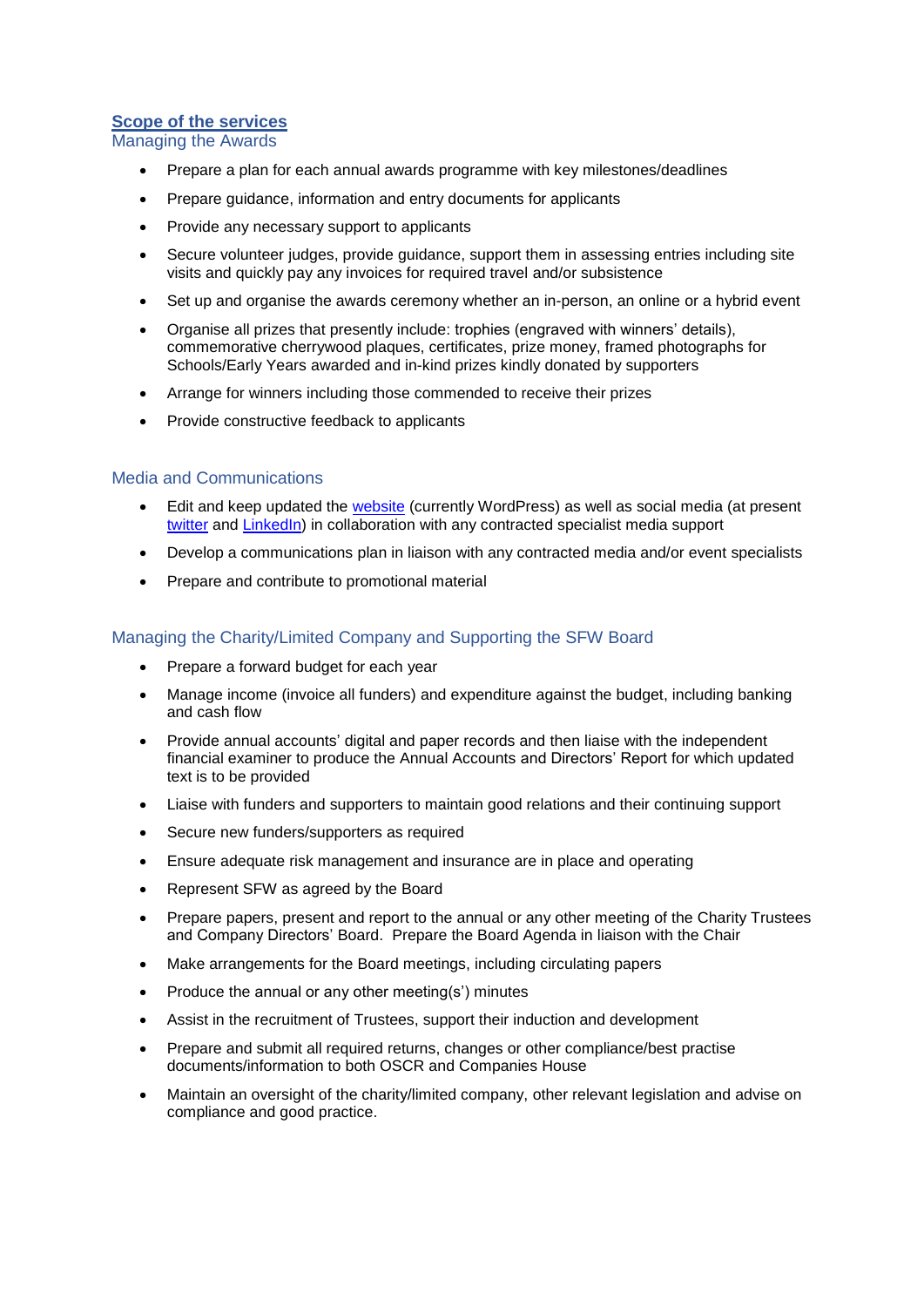## Scope of the services

### Managing the Awards

- Prepare a plan for each annual awards programme with key milestones/deadlines
- Prepare guidance, information and entry documents for applicants
- Provide any necessary support to applicants
- Secure volunteer judges, provide guidance, support them in assessing entries including site visits and quickly pay any invoices for required travel and/or subsistence
- Set up and organise the awards ceremony whether an in-person, an online or a hybrid event
- Organise all prizes that presently include: trophies (engraved with winners' details), commemorative cherrywood plaques, certificates, prize money, framed photographs for Schools/Early Years awarded and in-kind prizes kindly donated by supporters
- Arrange for winners including those commended to receive their prizes
- Provide constructive feedback to applicants

### Media and Communications

- Edit and keep updated the website (currently WordPress) as well as social media (at present twitter and LinkedIn) in collaboration with any contracted specialist media support
- Develop a communications plan in liaison with any contracted media and/or event specialists
- Prepare and contribute to promotional material

### Managing the Charity/Limited Company and Supporting the SFW Board

- Prepare a forward budget for each year
- Manage income (invoice all funders) and expenditure against the budget, including banking and cash flow
- Provide annual accounts' digital and paper records and then liaise with the independent financial examiner to produce the Annual Accounts and Directors' Report for which updated text is to be provided
- Liaise with funders and supporters to maintain good relations and their continuing support
- Secure new funders/supporters as required
- Ensure adequate risk management and insurance are in place and operating
- Represent SFW as agreed by the Board
- Prepare papers, present and report to the annual or any other meeting of the Charity Trustees and Company Directors' Board. Prepare the Board Agenda in liaison with the Chair
- Make arrangements for the Board meetings, including circulating papers
- Produce the annual or any other meeting(s') minutes
- Assist in the recruitment of Trustees, support their induction and development
- Prepare and submit all required returns, changes or other compliance/best practise documents/information to both OSCR and Companies House
- Maintain an oversight of the charity/limited company, other relevant legislation and advise on compliance and good practice.